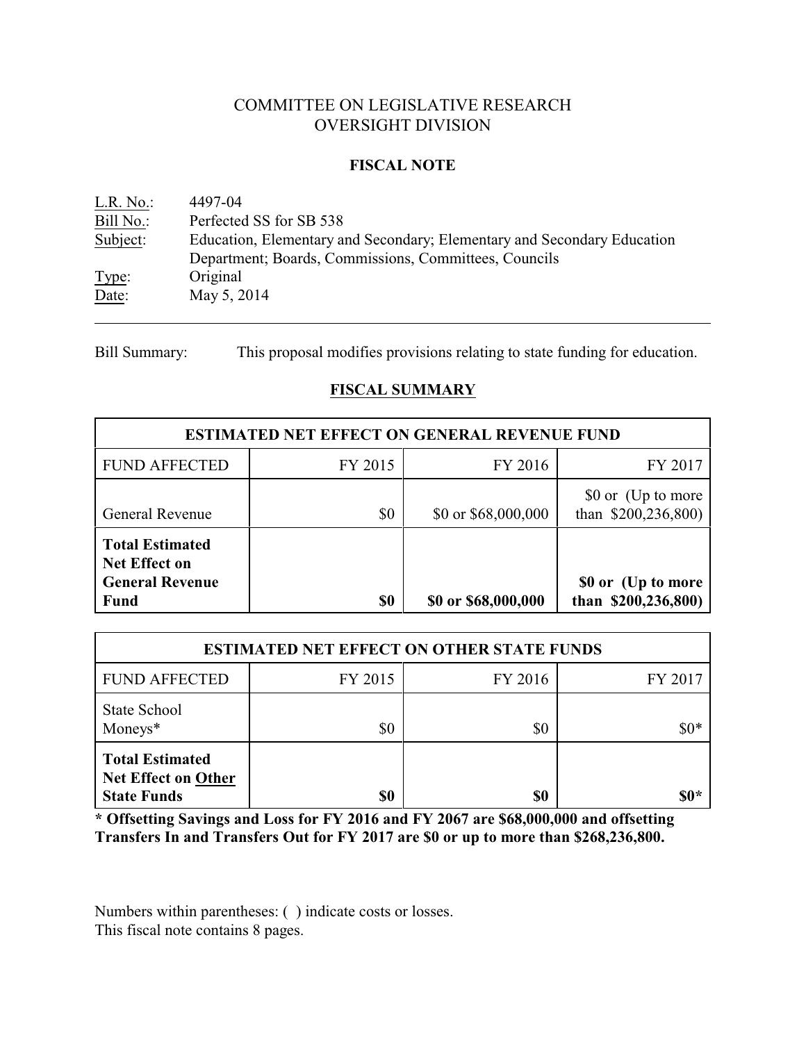# COMMITTEE ON LEGISLATIVE RESEARCH
# OVERSIGHT DIVISION

## FISCAL NOTE

L.R. No.: 4497-04
Bill No.: Perfected SS for SB 538
Subject: Education, Elementary and Secondary; Elementary and Secondary Education Department; Boards, Commissions, Committees, Councils
Type: Original
Date: May 5, 2014

---

Bill Summary: This proposal modifies provisions relating to state funding for education.

## FISCAL SUMMARY

| ESTIMATED NET EFFECT ON GENERAL REVENUE FUND | | | |
|---|---|---|---|
| FUND AFFECTED | FY 2015 | FY 2016 | FY 2017 |
| General Revenue | $0 | $0 or $68,000,000 | $0 or (Up to more than $200,236,800) |
| **Total Estimated Net Effect on General Revenue Fund** | **$0** | **$0 or $68,000,000** | **$0 or (Up to more than $200,236,800)** |

| ESTIMATED NET EFFECT ON OTHER STATE FUNDS | | | |
|---|---|---|---|
| FUND AFFECTED | FY 2015 | FY 2016 | FY 2017 |
| State School Moneys* | $0 | $0 | $0* |
| **Total Estimated Net Effect on Other State Funds** | **$0** | **$0** | **$0*** |

**\* Offsetting Savings and Loss for FY 2016 and FY 2067 are $68,000,000 and offsetting Transfers In and Transfers Out for FY 2017 are $0 or up to more than $268,236,800.**

Numbers within parentheses: ( ) indicate costs or losses.
This fiscal note contains 8 pages.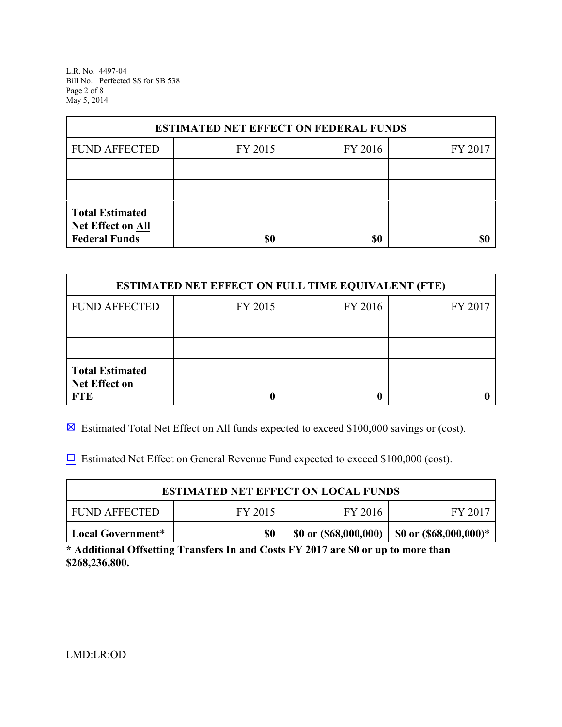| ESTIMATED NET EFFECT ON FEDERAL FUNDS | | | |
|---|---|---|---|
| FUND AFFECTED | FY 2015 | FY 2016 | FY 2017 |
| | | | |
| | | | |
| **Total Estimated Net Effect on All Federal Funds** | **$0** | **$0** | **$0** |

| ESTIMATED NET EFFECT ON FULL TIME EQUIVALENT (FTE) | | | |
|---|---|---|---|
| FUND AFFECTED | FY 2015 | FY 2016 | FY 2017 |
| | | | |
| | | | |
| **Total Estimated Net Effect on FTE** | **0** | **0** | **0** |

☒ Estimated Total Net Effect on All funds expected to exceed $100,000 savings or (cost).

☐ Estimated Net Effect on General Revenue Fund expected to exceed $100,000 (cost).

| ESTIMATED NET EFFECT ON LOCAL FUNDS | | | |
|---|---|---|---|
| FUND AFFECTED | FY 2015 | FY 2016 | FY 2017 |
| **Local Government*** | **$0** | **$0 or ($68,000,000)** | **$0 or ($68,000,000)*** |

**\* Additional Offsetting Transfers In and Costs FY 2017 are $0 or up to more than $268,236,800.**

LMD:LR:OD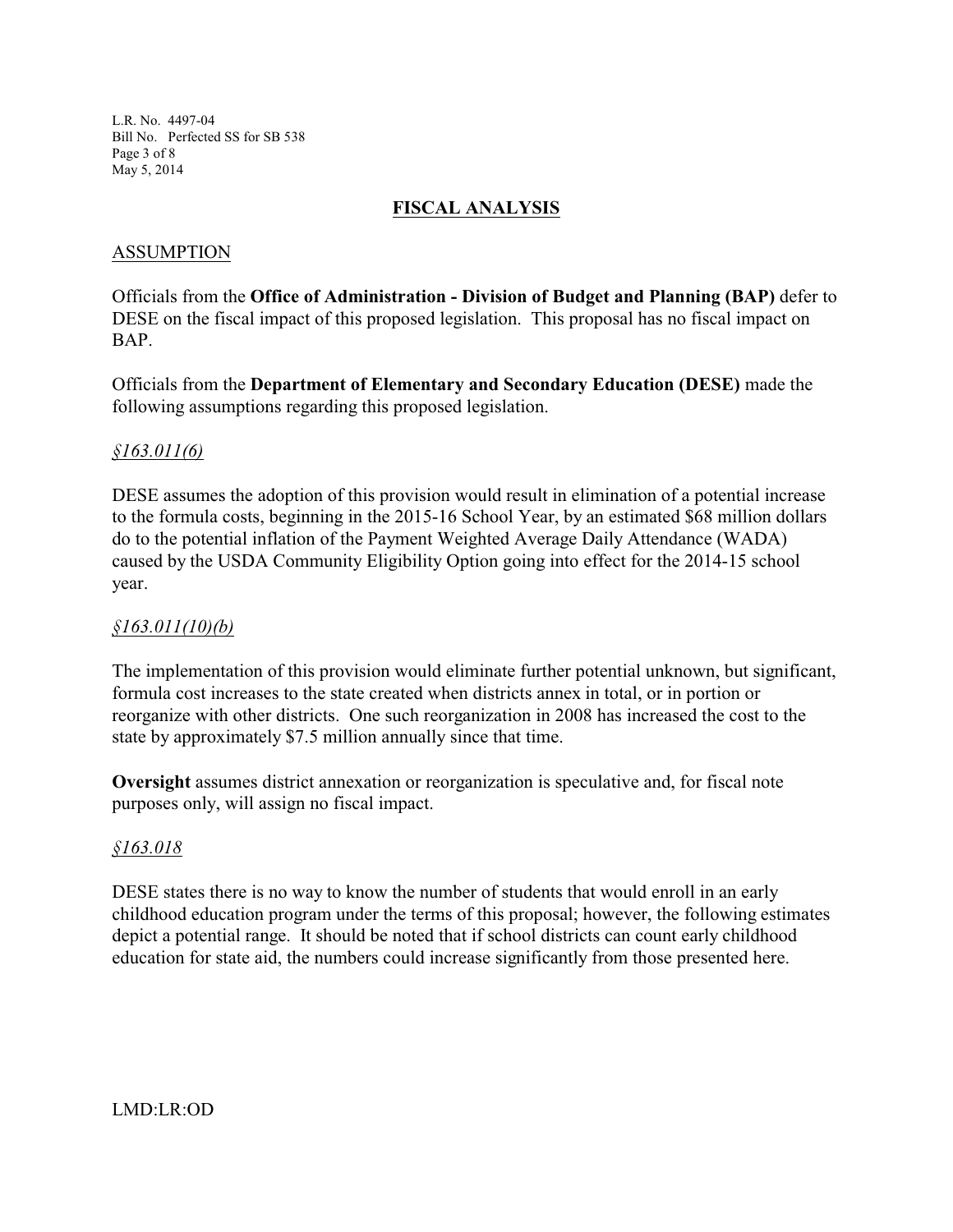## FISCAL ANALYSIS

### ASSUMPTION

Officials from the **Office of Administration - Division of Budget and Planning (BAP)** defer to DESE on the fiscal impact of this proposed legislation. This proposal has no fiscal impact on BAP.

Officials from the **Department of Elementary and Secondary Education (DESE)** made the following assumptions regarding this proposed legislation.

*§163.011(6)*

DESE assumes the adoption of this provision would result in elimination of a potential increase to the formula costs, beginning in the 2015-16 School Year, by an estimated $68 million dollars do to the potential inflation of the Payment Weighted Average Daily Attendance (WADA) caused by the USDA Community Eligibility Option going into effect for the 2014-15 school year.

*§163.011(10)(b)*

The implementation of this provision would eliminate further potential unknown, but significant, formula cost increases to the state created when districts annex in total, or in portion or reorganize with other districts. One such reorganization in 2008 has increased the cost to the state by approximately $7.5 million annually since that time.

**Oversight** assumes district annexation or reorganization is speculative and, for fiscal note purposes only, will assign no fiscal impact.

*§163.018*

DESE states there is no way to know the number of students that would enroll in an early childhood education program under the terms of this proposal; however, the following estimates depict a potential range. It should be noted that if school districts can count early childhood education for state aid, the numbers could increase significantly from those presented here.

LMD:LR:OD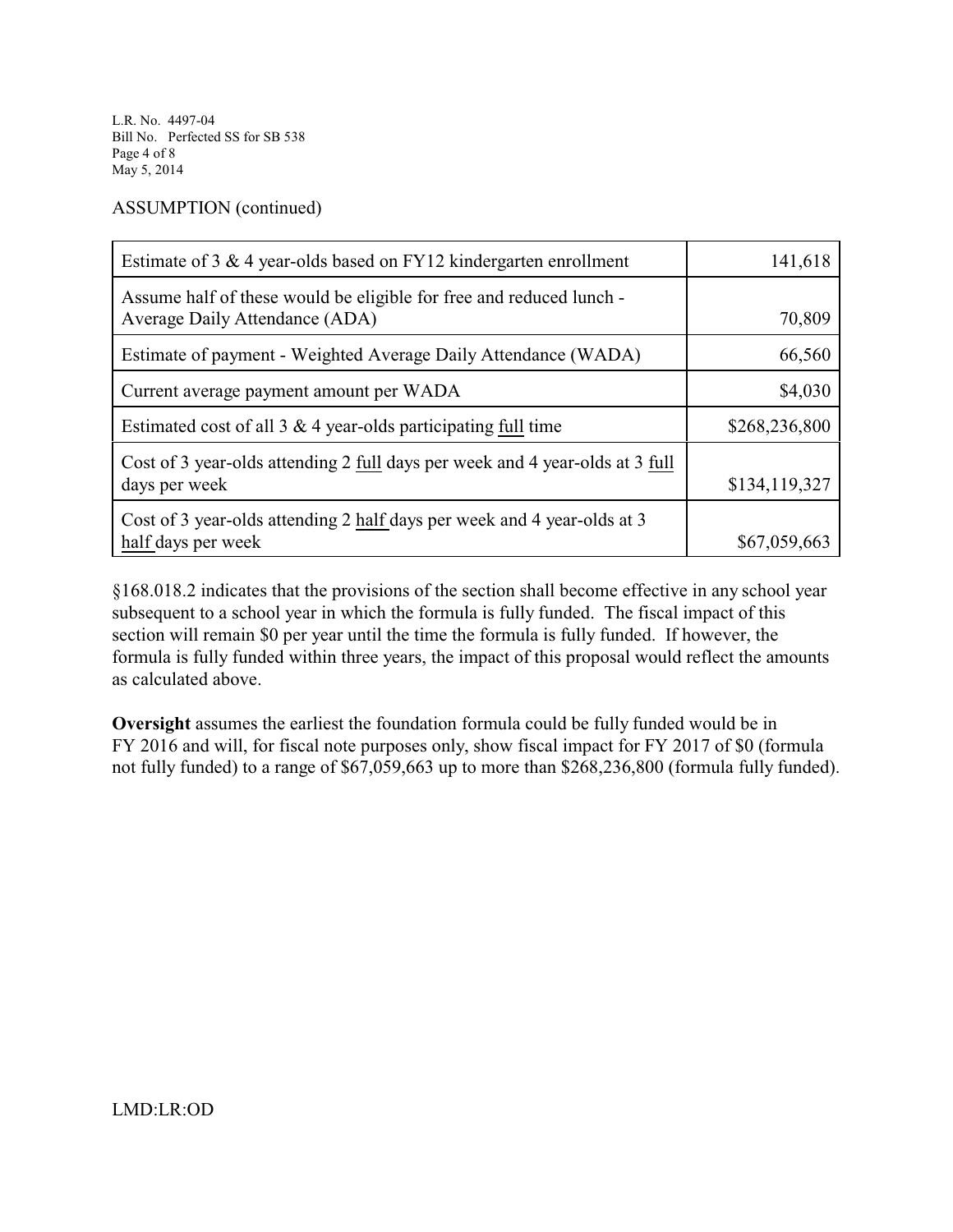ASSUMPTION (continued)

| | |
|---|---|
| Estimate of 3 & 4 year-olds based on FY12 kindergarten enrollment | 141,618 |
| Assume half of these would be eligible for free and reduced lunch - Average Daily Attendance (ADA) | 70,809 |
| Estimate of payment - Weighted Average Daily Attendance (WADA) | 66,560 |
| Current average payment amount per WADA | $4,030 |
| Estimated cost of all 3 & 4 year-olds participating full time | $268,236,800 |
| Cost of 3 year-olds attending 2 full days per week and 4 year-olds at 3 full days per week | $134,119,327 |
| Cost of 3 year-olds attending 2 half days per week and 4 year-olds at 3 half days per week | $67,059,663 |

§168.018.2 indicates that the provisions of the section shall become effective in any school year subsequent to a school year in which the formula is fully funded. The fiscal impact of this section will remain $0 per year until the time the formula is fully funded. If however, the formula is fully funded within three years, the impact of this proposal would reflect the amounts as calculated above.

**Oversight** assumes the earliest the foundation formula could be fully funded would be in FY 2016 and will, for fiscal note purposes only, show fiscal impact for FY 2017 of $0 (formula not fully funded) to a range of $67,059,663 up to more than $268,236,800 (formula fully funded).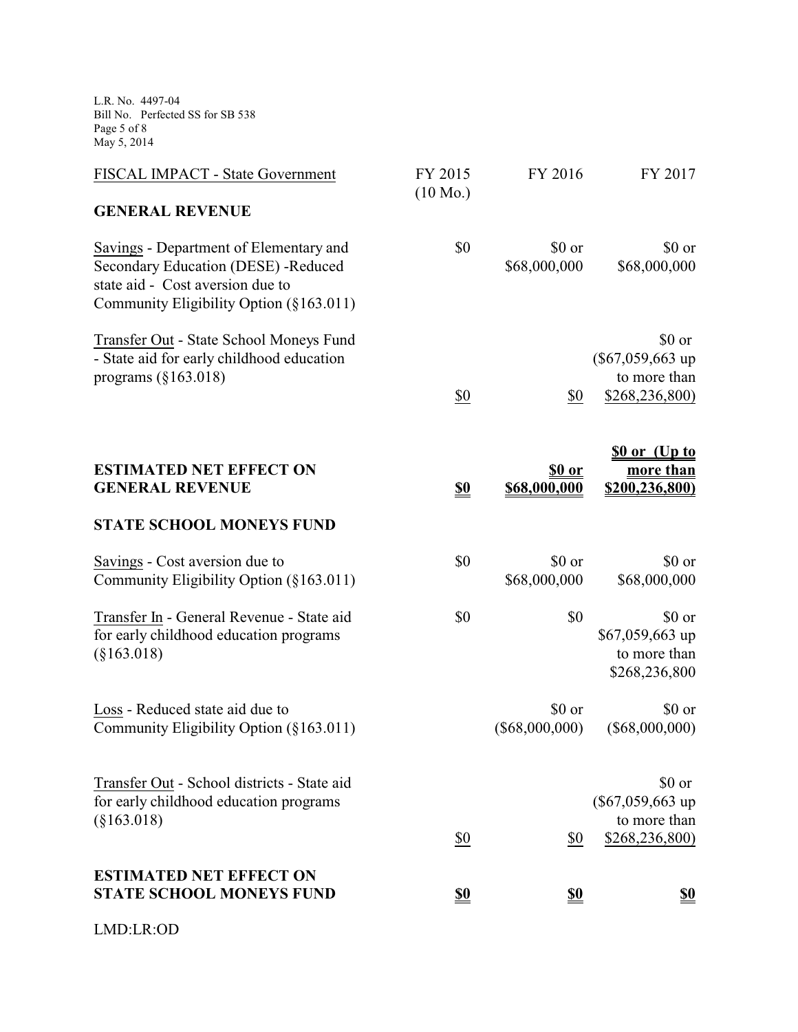| FISCAL IMPACT - State Government | FY 2015 (10 Mo.) | FY 2016 | FY 2017 |
|---|---|---|---|
| **GENERAL REVENUE** | | | |
| Savings - Department of Elementary and Secondary Education (DESE) -Reduced state aid - Cost aversion due to Community Eligibility Option (§163.011) | $0 | $0 or $68,000,000 | $0 or $68,000,000 |
| Transfer Out - State School Moneys Fund - State aid for early childhood education programs (§163.018) | $0 | $0 | $0 or ($67,059,663 up to more than $268,236,800) |
| **ESTIMATED NET EFFECT ON GENERAL REVENUE** | **$0** | **$0 or $68,000,000** | **$0 or (Up to more than $200,236,800)** |
| **STATE SCHOOL MONEYS FUND** | | | |
| Savings - Cost aversion due to Community Eligibility Option (§163.011) | $0 | $0 or $68,000,000 | $0 or $68,000,000 |
| Transfer In - General Revenue - State aid for early childhood education programs (§163.018) | $0 | $0 | $0 or $67,059,663 up to more than $268,236,800 |
| Loss - Reduced state aid due to Community Eligibility Option (§163.011) | | $0 or ($68,000,000) | $0 or ($68,000,000) |
| Transfer Out - School districts - State aid for early childhood education programs (§163.018) | $0 | $0 | $0 or ($67,059,663 up to more than $268,236,800) |
| **ESTIMATED NET EFFECT ON STATE SCHOOL MONEYS FUND** | **$0** | **$0** | **$0** |

LMD:LR:OD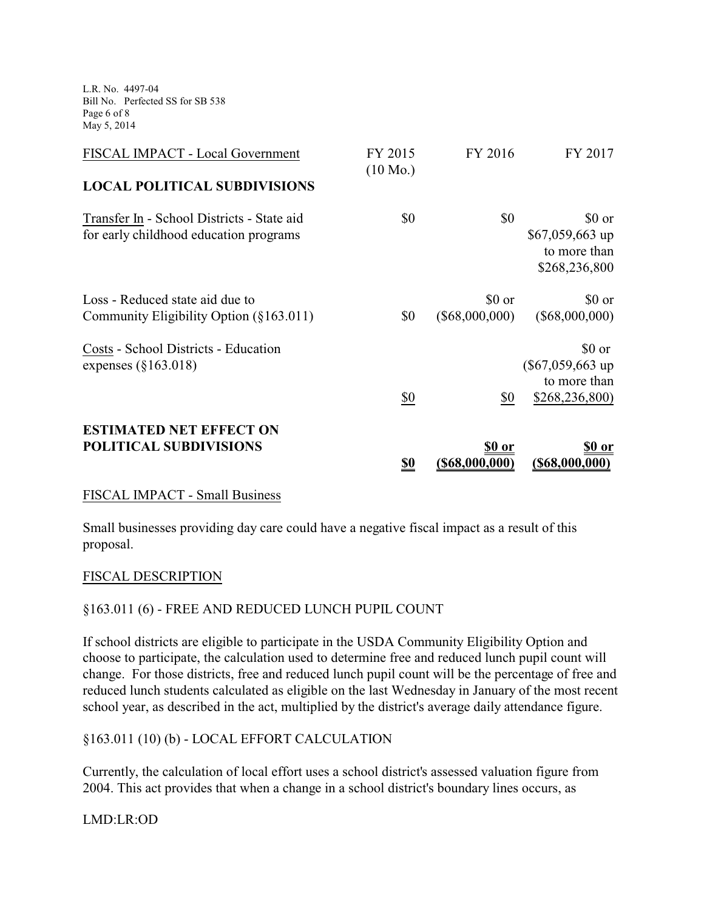| FISCAL IMPACT - Local Government | FY 2015 (10 Mo.) | FY 2016 | FY 2017 |
|---|---|---|---|
| **LOCAL POLITICAL SUBDIVISIONS** | | | |
| Transfer In - School Districts - State aid for early childhood education programs | $0 | $0 | $0 or $67,059,663 up to more than $268,236,800 |
| Loss - Reduced state aid due to Community Eligibility Option (§163.011) | $0 | $0 or ($68,000,000) | $0 or ($68,000,000) |
| Costs - School Districts - Education expenses (§163.018) | $0 | $0 | $0 or ($67,059,663 up to more than $268,236,800) |
| **ESTIMATED NET EFFECT ON POLITICAL SUBDIVISIONS** | **$0** | **$0 or ($68,000,000)** | **$0 or ($68,000,000)** |

FISCAL IMPACT - Small Business

Small businesses providing day care could have a negative fiscal impact as a result of this proposal.

FISCAL DESCRIPTION

§163.011 (6) - FREE AND REDUCED LUNCH PUPIL COUNT

If school districts are eligible to participate in the USDA Community Eligibility Option and choose to participate, the calculation used to determine free and reduced lunch pupil count will change. For those districts, free and reduced lunch pupil count will be the percentage of free and reduced lunch students calculated as eligible on the last Wednesday in January of the most recent school year, as described in the act, multiplied by the district's average daily attendance figure.

§163.011 (10) (b) - LOCAL EFFORT CALCULATION

Currently, the calculation of local effort uses a school district's assessed valuation figure from 2004. This act provides that when a change in a school district's boundary lines occurs, as

LMD:LR:OD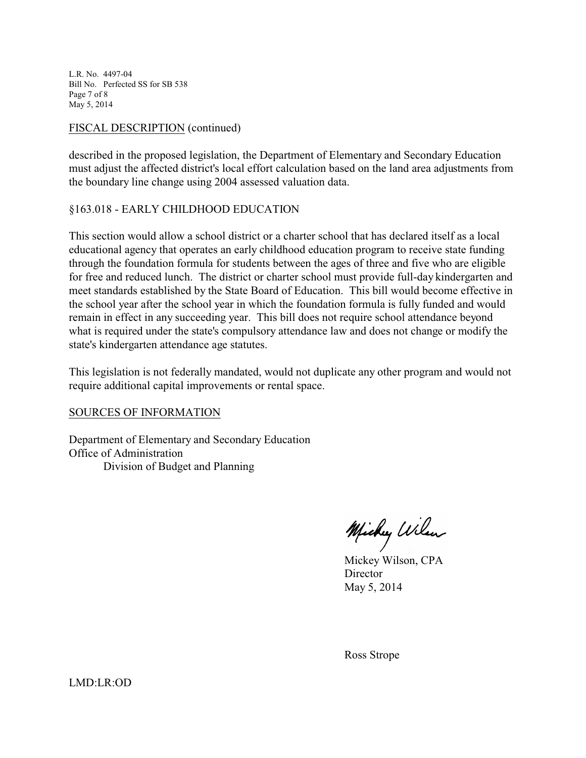FISCAL DESCRIPTION (continued)

described in the proposed legislation, the Department of Elementary and Secondary Education must adjust the affected district's local effort calculation based on the land area adjustments from the boundary line change using 2004 assessed valuation data.

§163.018 - EARLY CHILDHOOD EDUCATION

This section would allow a school district or a charter school that has declared itself as a local educational agency that operates an early childhood education program to receive state funding through the foundation formula for students between the ages of three and five who are eligible for free and reduced lunch. The district or charter school must provide full-day kindergarten and meet standards established by the State Board of Education. This bill would become effective in the school year after the school year in which the foundation formula is fully funded and would remain in effect in any succeeding year. This bill does not require school attendance beyond what is required under the state's compulsory attendance law and does not change or modify the state's kindergarten attendance age statutes.

This legislation is not federally mandated, would not duplicate any other program and would not require additional capital improvements or rental space.

SOURCES OF INFORMATION

Department of Elementary and Secondary Education
Office of Administration
Division of Budget and Planning

Mickey Wilson, CPA
Director
May 5, 2014

Ross Strope

LMD:LR:OD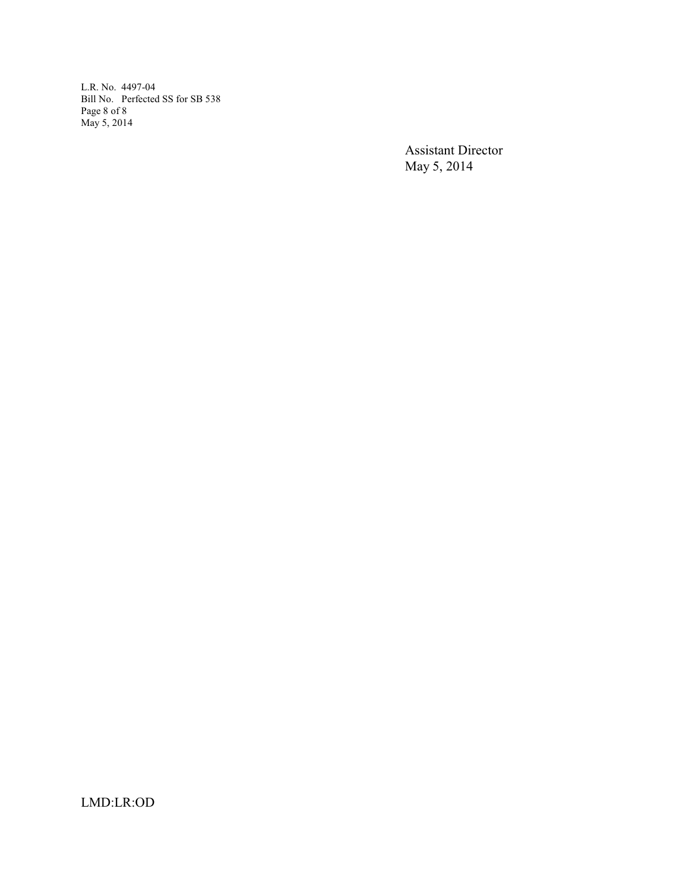Assistant Director
May 5, 2014

LMD:LR:OD